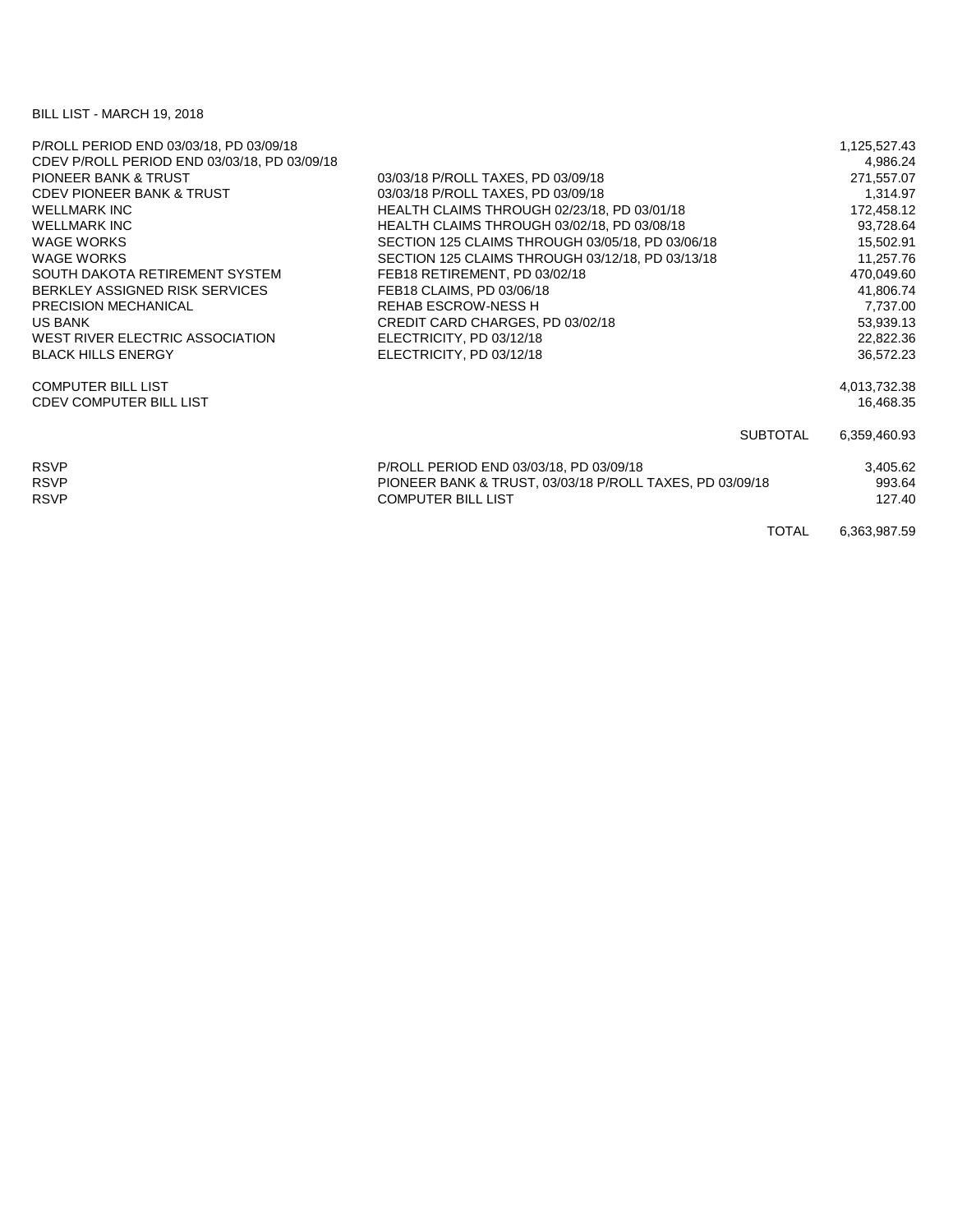BILL LIST - MARCH 19, 2018

| | | |
|---|---|---|
| P/ROLL PERIOD END 03/03/18, PD 03/09/18 | | 1,125,527.43 |
| CDEV P/ROLL PERIOD END 03/03/18, PD 03/09/18 | | 4,986.24 |
| PIONEER BANK & TRUST | 03/03/18 P/ROLL TAXES, PD 03/09/18 | 271,557.07 |
| CDEV PIONEER BANK & TRUST | 03/03/18 P/ROLL TAXES, PD 03/09/18 | 1,314.97 |
| WELLMARK INC | HEALTH CLAIMS THROUGH 02/23/18, PD 03/01/18 | 172,458.12 |
| WELLMARK INC | HEALTH CLAIMS THROUGH 03/02/18, PD 03/08/18 | 93,728.64 |
| WAGE WORKS | SECTION 125 CLAIMS THROUGH 03/05/18, PD 03/06/18 | 15,502.91 |
| WAGE WORKS | SECTION 125 CLAIMS THROUGH 03/12/18, PD 03/13/18 | 11,257.76 |
| SOUTH DAKOTA RETIREMENT SYSTEM | FEB18 RETIREMENT, PD 03/02/18 | 470,049.60 |
| BERKLEY ASSIGNED RISK SERVICES | FEB18 CLAIMS, PD 03/06/18 | 41,806.74 |
| PRECISION MECHANICAL | REHAB ESCROW-NESS H | 7,737.00 |
| US BANK | CREDIT CARD CHARGES, PD 03/02/18 | 53,939.13 |
| WEST RIVER ELECTRIC ASSOCIATION | ELECTRICITY, PD 03/12/18 | 22,822.36 |
| BLACK HILLS ENERGY | ELECTRICITY, PD 03/12/18 | 36,572.23 |
| COMPUTER BILL LIST | | 4,013,732.38 |
| CDEV COMPUTER BILL LIST | | 16,468.35 |
| | SUBTOTAL | 6,359,460.93 |
| RSVP | P/ROLL PERIOD END 03/03/18, PD 03/09/18 | 3,405.62 |
| RSVP | PIONEER BANK & TRUST, 03/03/18 P/ROLL TAXES, PD 03/09/18 | 993.64 |
| RSVP | COMPUTER BILL LIST | 127.40 |
| | TOTAL | 6,363,987.59 |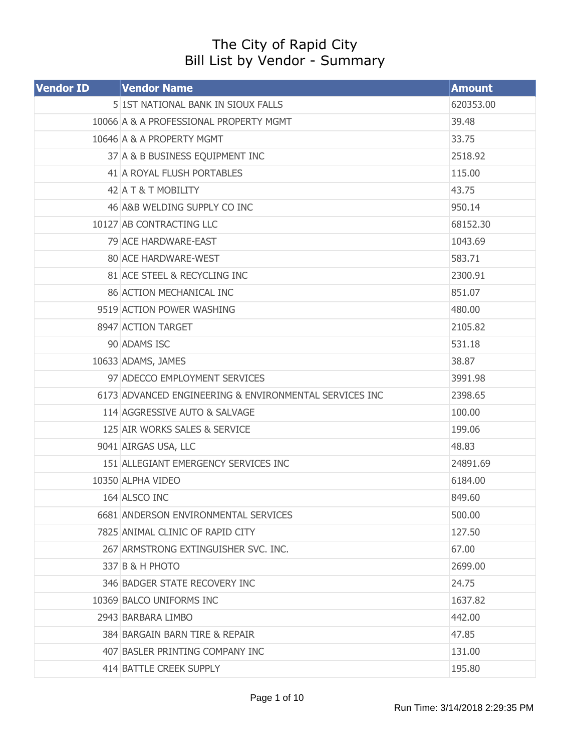# The City of Rapid City
## Bill List by Vendor - Summary

| Vendor ID | Vendor Name | Amount |
|---|---|---|
| 5 | 1ST NATIONAL BANK IN SIOUX FALLS | 620353.00 |
| 10066 | A & A PROFESSIONAL PROPERTY MGMT | 39.48 |
| 10646 | A & A PROPERTY MGMT | 33.75 |
| 37 | A & B BUSINESS EQUIPMENT INC | 2518.92 |
| 41 | A ROYAL FLUSH PORTABLES | 115.00 |
| 42 | A T & T MOBILITY | 43.75 |
| 46 | A&B WELDING SUPPLY CO INC | 950.14 |
| 10127 | AB CONTRACTING LLC | 68152.30 |
| 79 | ACE HARDWARE-EAST | 1043.69 |
| 80 | ACE HARDWARE-WEST | 583.71 |
| 81 | ACE STEEL & RECYCLING INC | 2300.91 |
| 86 | ACTION MECHANICAL INC | 851.07 |
| 9519 | ACTION POWER WASHING | 480.00 |
| 8947 | ACTION TARGET | 2105.82 |
| 90 | ADAMS ISC | 531.18 |
| 10633 | ADAMS, JAMES | 38.87 |
| 97 | ADECCO EMPLOYMENT SERVICES | 3991.98 |
| 6173 | ADVANCED ENGINEERING & ENVIRONMENTAL SERVICES INC | 2398.65 |
| 114 | AGGRESSIVE AUTO & SALVAGE | 100.00 |
| 125 | AIR WORKS SALES & SERVICE | 199.06 |
| 9041 | AIRGAS USA, LLC | 48.83 |
| 151 | ALLEGIANT EMERGENCY SERVICES INC | 24891.69 |
| 10350 | ALPHA VIDEO | 6184.00 |
| 164 | ALSCO INC | 849.60 |
| 6681 | ANDERSON ENVIRONMENTAL SERVICES | 500.00 |
| 7825 | ANIMAL CLINIC OF RAPID CITY | 127.50 |
| 267 | ARMSTRONG EXTINGUISHER SVC. INC. | 67.00 |
| 337 | B & H PHOTO | 2699.00 |
| 346 | BADGER STATE RECOVERY INC | 24.75 |
| 10369 | BALCO UNIFORMS INC | 1637.82 |
| 2943 | BARBARA LIMBO | 442.00 |
| 384 | BARGAIN BARN TIRE & REPAIR | 47.85 |
| 407 | BASLER PRINTING COMPANY INC | 131.00 |
| 414 | BATTLE CREEK SUPPLY | 195.80 |

Run Time: 3/14/2018 2:29:35 PM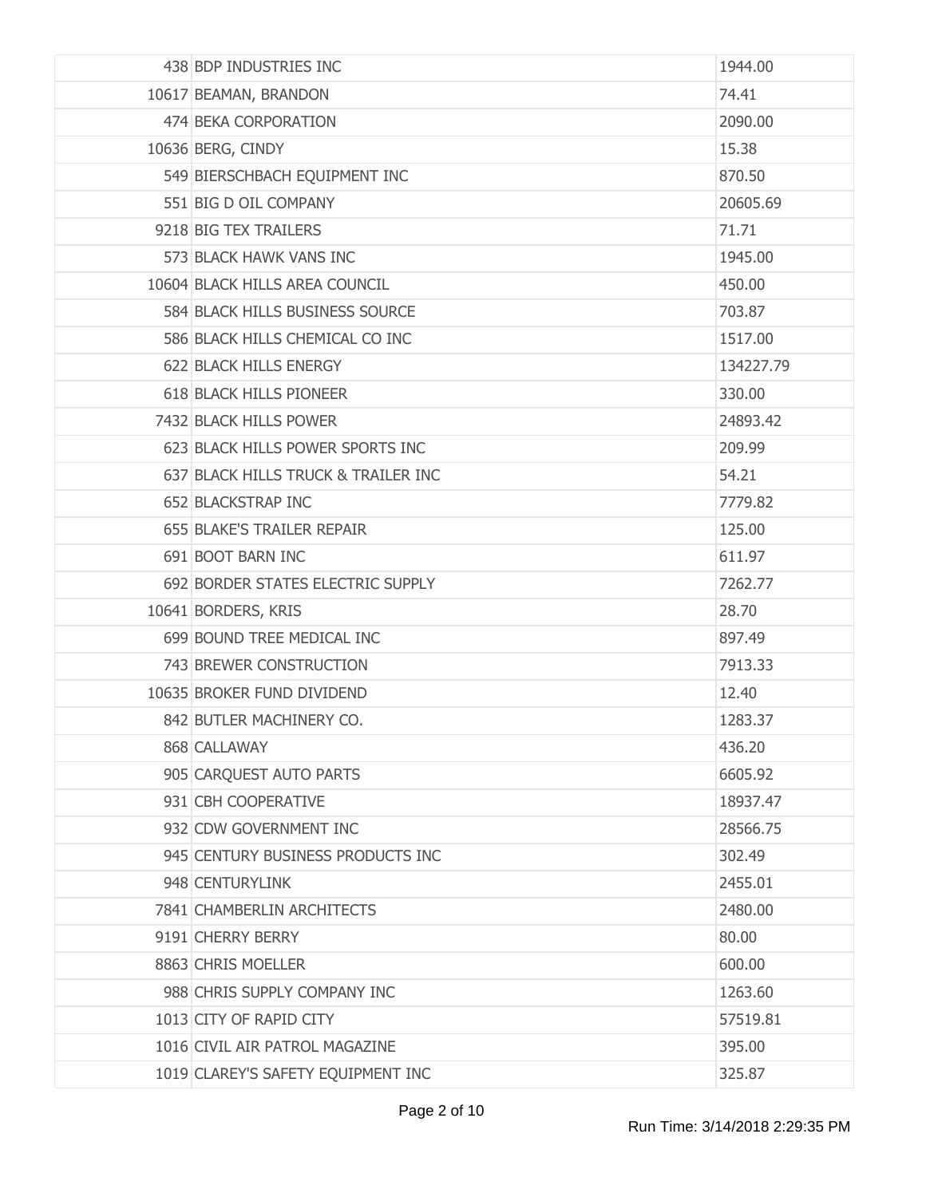| | | |
|---|---|---|
| 438 | BDP INDUSTRIES INC | 1944.00 |
| 10617 | BEAMAN, BRANDON | 74.41 |
| 474 | BEKA CORPORATION | 2090.00 |
| 10636 | BERG, CINDY | 15.38 |
| 549 | BIERSCHBACH EQUIPMENT INC | 870.50 |
| 551 | BIG D OIL COMPANY | 20605.69 |
| 9218 | BIG TEX TRAILERS | 71.71 |
| 573 | BLACK HAWK VANS INC | 1945.00 |
| 10604 | BLACK HILLS AREA COUNCIL | 450.00 |
| 584 | BLACK HILLS BUSINESS SOURCE | 703.87 |
| 586 | BLACK HILLS CHEMICAL CO INC | 1517.00 |
| 622 | BLACK HILLS ENERGY | 134227.79 |
| 618 | BLACK HILLS PIONEER | 330.00 |
| 7432 | BLACK HILLS POWER | 24893.42 |
| 623 | BLACK HILLS POWER SPORTS INC | 209.99 |
| 637 | BLACK HILLS TRUCK & TRAILER INC | 54.21 |
| 652 | BLACKSTRAP INC | 7779.82 |
| 655 | BLAKE'S TRAILER REPAIR | 125.00 |
| 691 | BOOT BARN INC | 611.97 |
| 692 | BORDER STATES ELECTRIC SUPPLY | 7262.77 |
| 10641 | BORDERS, KRIS | 28.70 |
| 699 | BOUND TREE MEDICAL INC | 897.49 |
| 743 | BREWER CONSTRUCTION | 7913.33 |
| 10635 | BROKER FUND DIVIDEND | 12.40 |
| 842 | BUTLER MACHINERY CO. | 1283.37 |
| 868 | CALLAWAY | 436.20 |
| 905 | CARQUEST AUTO PARTS | 6605.92 |
| 931 | CBH COOPERATIVE | 18937.47 |
| 932 | CDW GOVERNMENT INC | 28566.75 |
| 945 | CENTURY BUSINESS PRODUCTS INC | 302.49 |
| 948 | CENTURYLINK | 2455.01 |
| 7841 | CHAMBERLIN ARCHITECTS | 2480.00 |
| 9191 | CHERRY BERRY | 80.00 |
| 8863 | CHRIS MOELLER | 600.00 |
| 988 | CHRIS SUPPLY COMPANY INC | 1263.60 |
| 1013 | CITY OF RAPID CITY | 57519.81 |
| 1016 | CIVIL AIR PATROL MAGAZINE | 395.00 |
| 1019 | CLAREY'S SAFETY EQUIPMENT INC | 325.87 |

Run Time: 3/14/2018 2:29:35 PM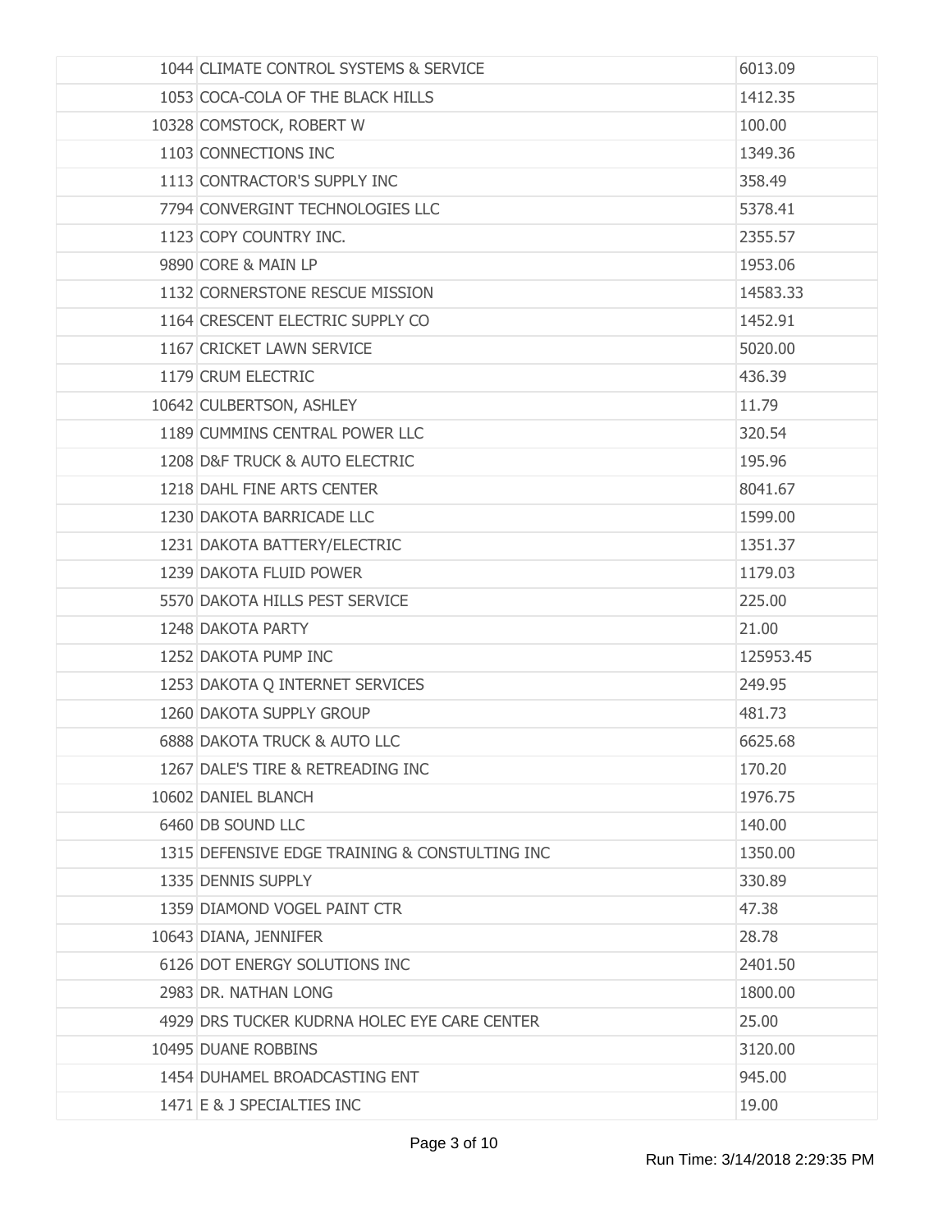| | | |
|---|---|---|
| 1044 | CLIMATE CONTROL SYSTEMS & SERVICE | 6013.09 |
| 1053 | COCA-COLA OF THE BLACK HILLS | 1412.35 |
| 10328 | COMSTOCK, ROBERT W | 100.00 |
| 1103 | CONNECTIONS INC | 1349.36 |
| 1113 | CONTRACTOR'S SUPPLY INC | 358.49 |
| 7794 | CONVERGINT TECHNOLOGIES LLC | 5378.41 |
| 1123 | COPY COUNTRY INC. | 2355.57 |
| 9890 | CORE & MAIN LP | 1953.06 |
| 1132 | CORNERSTONE RESCUE MISSION | 14583.33 |
| 1164 | CRESCENT ELECTRIC SUPPLY CO | 1452.91 |
| 1167 | CRICKET LAWN SERVICE | 5020.00 |
| 1179 | CRUM ELECTRIC | 436.39 |
| 10642 | CULBERTSON, ASHLEY | 11.79 |
| 1189 | CUMMINS CENTRAL POWER LLC | 320.54 |
| 1208 | D&F TRUCK & AUTO ELECTRIC | 195.96 |
| 1218 | DAHL FINE ARTS CENTER | 8041.67 |
| 1230 | DAKOTA BARRICADE LLC | 1599.00 |
| 1231 | DAKOTA BATTERY/ELECTRIC | 1351.37 |
| 1239 | DAKOTA FLUID POWER | 1179.03 |
| 5570 | DAKOTA HILLS PEST SERVICE | 225.00 |
| 1248 | DAKOTA PARTY | 21.00 |
| 1252 | DAKOTA PUMP INC | 125953.45 |
| 1253 | DAKOTA Q INTERNET SERVICES | 249.95 |
| 1260 | DAKOTA SUPPLY GROUP | 481.73 |
| 6888 | DAKOTA TRUCK & AUTO LLC | 6625.68 |
| 1267 | DALE'S TIRE & RETREADING INC | 170.20 |
| 10602 | DANIEL BLANCH | 1976.75 |
| 6460 | DB SOUND LLC | 140.00 |
| 1315 | DEFENSIVE EDGE TRAINING & CONSTULTING INC | 1350.00 |
| 1335 | DENNIS SUPPLY | 330.89 |
| 1359 | DIAMOND VOGEL PAINT CTR | 47.38 |
| 10643 | DIANA, JENNIFER | 28.78 |
| 6126 | DOT ENERGY SOLUTIONS INC | 2401.50 |
| 2983 | DR. NATHAN LONG | 1800.00 |
| 4929 | DRS TUCKER KUDRNA HOLEC EYE CARE CENTER | 25.00 |
| 10495 | DUANE ROBBINS | 3120.00 |
| 1454 | DUHAMEL BROADCASTING ENT | 945.00 |
| 1471 | E & J SPECIALTIES INC | 19.00 |

Run Time: 3/14/2018 2:29:35 PM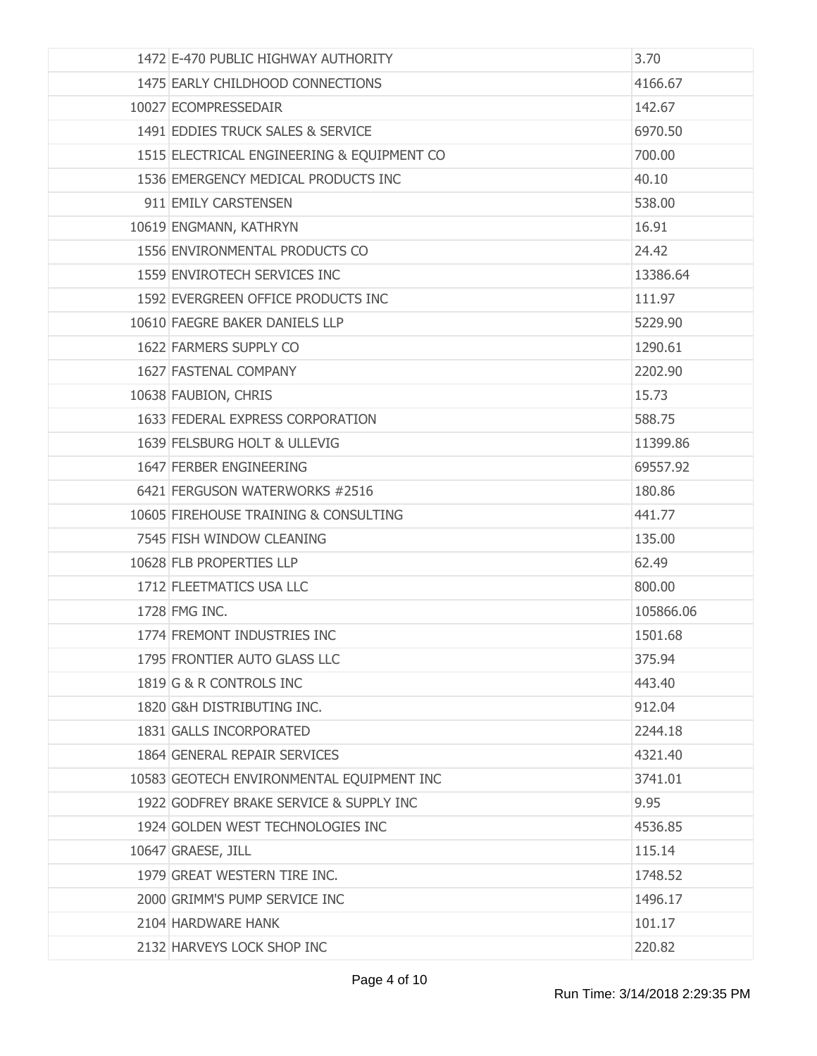| | | |
|---|---|---|
| 1472 | E-470 PUBLIC HIGHWAY AUTHORITY | 3.70 |
| 1475 | EARLY CHILDHOOD CONNECTIONS | 4166.67 |
| 10027 | ECOMPRESSEDAIR | 142.67 |
| 1491 | EDDIES TRUCK SALES & SERVICE | 6970.50 |
| 1515 | ELECTRICAL ENGINEERING & EQUIPMENT CO | 700.00 |
| 1536 | EMERGENCY MEDICAL PRODUCTS INC | 40.10 |
| 911 | EMILY CARSTENSEN | 538.00 |
| 10619 | ENGMANN, KATHRYN | 16.91 |
| 1556 | ENVIRONMENTAL PRODUCTS CO | 24.42 |
| 1559 | ENVIROTECH SERVICES INC | 13386.64 |
| 1592 | EVERGREEN OFFICE PRODUCTS INC | 111.97 |
| 10610 | FAEGRE BAKER DANIELS LLP | 5229.90 |
| 1622 | FARMERS SUPPLY CO | 1290.61 |
| 1627 | FASTENAL COMPANY | 2202.90 |
| 10638 | FAUBION, CHRIS | 15.73 |
| 1633 | FEDERAL EXPRESS CORPORATION | 588.75 |
| 1639 | FELSBURG HOLT & ULLEVIG | 11399.86 |
| 1647 | FERBER ENGINEERING | 69557.92 |
| 6421 | FERGUSON WATERWORKS #2516 | 180.86 |
| 10605 | FIREHOUSE TRAINING & CONSULTING | 441.77 |
| 7545 | FISH WINDOW CLEANING | 135.00 |
| 10628 | FLB PROPERTIES LLP | 62.49 |
| 1712 | FLEETMATICS USA LLC | 800.00 |
| 1728 | FMG INC. | 105866.06 |
| 1774 | FREMONT INDUSTRIES INC | 1501.68 |
| 1795 | FRONTIER AUTO GLASS LLC | 375.94 |
| 1819 | G & R CONTROLS INC | 443.40 |
| 1820 | G&H DISTRIBUTING INC. | 912.04 |
| 1831 | GALLS INCORPORATED | 2244.18 |
| 1864 | GENERAL REPAIR SERVICES | 4321.40 |
| 10583 | GEOTECH ENVIRONMENTAL EQUIPMENT INC | 3741.01 |
| 1922 | GODFREY BRAKE SERVICE & SUPPLY INC | 9.95 |
| 1924 | GOLDEN WEST TECHNOLOGIES INC | 4536.85 |
| 10647 | GRAESE, JILL | 115.14 |
| 1979 | GREAT WESTERN TIRE INC. | 1748.52 |
| 2000 | GRIMM'S PUMP SERVICE INC | 1496.17 |
| 2104 | HARDWARE HANK | 101.17 |
| 2132 | HARVEYS LOCK SHOP INC | 220.82 |

Run Time: 3/14/2018 2:29:35 PM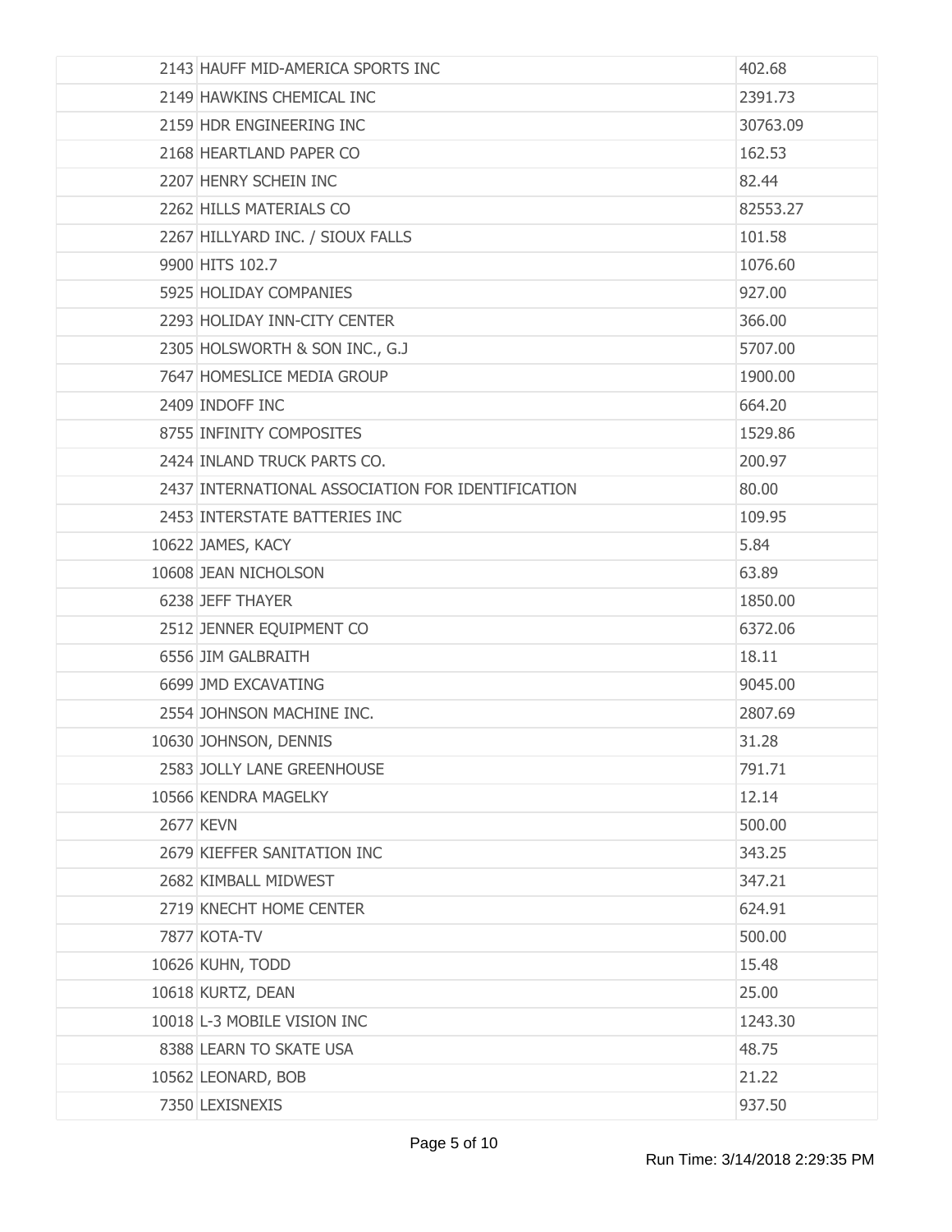| | | |
|---|---|---|
| | 2143 HAUFF MID-AMERICA SPORTS INC | 402.68 |
| | 2149 HAWKINS CHEMICAL INC | 2391.73 |
| | 2159 HDR ENGINEERING INC | 30763.09 |
| | 2168 HEARTLAND PAPER CO | 162.53 |
| | 2207 HENRY SCHEIN INC | 82.44 |
| | 2262 HILLS MATERIALS CO | 82553.27 |
| | 2267 HILLYARD INC. / SIOUX FALLS | 101.58 |
| | 9900 HITS 102.7 | 1076.60 |
| | 5925 HOLIDAY COMPANIES | 927.00 |
| | 2293 HOLIDAY INN-CITY CENTER | 366.00 |
| | 2305 HOLSWORTH & SON INC., G.J | 5707.00 |
| | 7647 HOMESLICE MEDIA GROUP | 1900.00 |
| | 2409 INDOFF INC | 664.20 |
| | 8755 INFINITY COMPOSITES | 1529.86 |
| | 2424 INLAND TRUCK PARTS CO. | 200.97 |
| | 2437 INTERNATIONAL ASSOCIATION FOR IDENTIFICATION | 80.00 |
| | 2453 INTERSTATE BATTERIES INC | 109.95 |
| | 10622 JAMES, KACY | 5.84 |
| | 10608 JEAN NICHOLSON | 63.89 |
| | 6238 JEFF THAYER | 1850.00 |
| | 2512 JENNER EQUIPMENT CO | 6372.06 |
| | 6556 JIM GALBRAITH | 18.11 |
| | 6699 JMD EXCAVATING | 9045.00 |
| | 2554 JOHNSON MACHINE INC. | 2807.69 |
| | 10630 JOHNSON, DENNIS | 31.28 |
| | 2583 JOLLY LANE GREENHOUSE | 791.71 |
| | 10566 KENDRA MAGELKY | 12.14 |
| | 2677 KEVN | 500.00 |
| | 2679 KIEFFER SANITATION INC | 343.25 |
| | 2682 KIMBALL MIDWEST | 347.21 |
| | 2719 KNECHT HOME CENTER | 624.91 |
| | 7877 KOTA-TV | 500.00 |
| | 10626 KUHN, TODD | 15.48 |
| | 10618 KURTZ, DEAN | 25.00 |
| | 10018 L-3 MOBILE VISION INC | 1243.30 |
| | 8388 LEARN TO SKATE USA | 48.75 |
| | 10562 LEONARD, BOB | 21.22 |
| | 7350 LEXISNEXIS | 937.50 |

Run Time: 3/14/2018 2:29:35 PM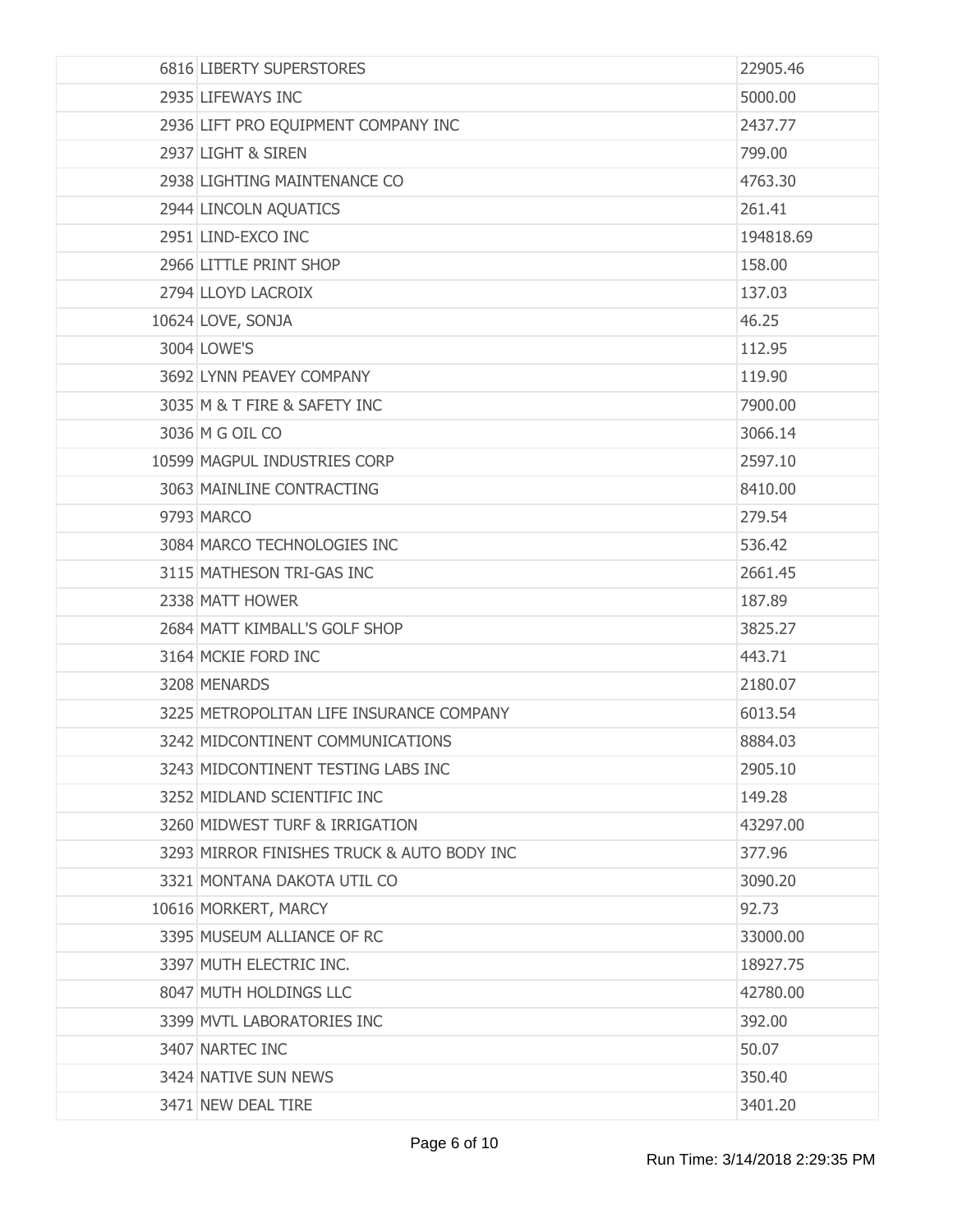| | | |
|---|---|---|
| 6816 | LIBERTY SUPERSTORES | 22905.46 |
| 2935 | LIFEWAYS INC | 5000.00 |
| 2936 | LIFT PRO EQUIPMENT COMPANY INC | 2437.77 |
| 2937 | LIGHT & SIREN | 799.00 |
| 2938 | LIGHTING MAINTENANCE CO | 4763.30 |
| 2944 | LINCOLN AQUATICS | 261.41 |
| 2951 | LIND-EXCO INC | 194818.69 |
| 2966 | LITTLE PRINT SHOP | 158.00 |
| 2794 | LLOYD LACROIX | 137.03 |
| 10624 | LOVE, SONJA | 46.25 |
| 3004 | LOWE'S | 112.95 |
| 3692 | LYNN PEAVEY COMPANY | 119.90 |
| 3035 | M & T FIRE & SAFETY INC | 7900.00 |
| 3036 | M G OIL CO | 3066.14 |
| 10599 | MAGPUL INDUSTRIES CORP | 2597.10 |
| 3063 | MAINLINE CONTRACTING | 8410.00 |
| 9793 | MARCO | 279.54 |
| 3084 | MARCO TECHNOLOGIES INC | 536.42 |
| 3115 | MATHESON TRI-GAS INC | 2661.45 |
| 2338 | MATT HOWER | 187.89 |
| 2684 | MATT KIMBALL'S GOLF SHOP | 3825.27 |
| 3164 | MCKIE FORD INC | 443.71 |
| 3208 | MENARDS | 2180.07 |
| 3225 | METROPOLITAN LIFE INSURANCE COMPANY | 6013.54 |
| 3242 | MIDCONTINENT COMMUNICATIONS | 8884.03 |
| 3243 | MIDCONTINENT TESTING LABS INC | 2905.10 |
| 3252 | MIDLAND SCIENTIFIC INC | 149.28 |
| 3260 | MIDWEST TURF & IRRIGATION | 43297.00 |
| 3293 | MIRROR FINISHES TRUCK & AUTO BODY INC | 377.96 |
| 3321 | MONTANA DAKOTA UTIL CO | 3090.20 |
| 10616 | MORKERT, MARCY | 92.73 |
| 3395 | MUSEUM ALLIANCE OF RC | 33000.00 |
| 3397 | MUTH ELECTRIC INC. | 18927.75 |
| 8047 | MUTH HOLDINGS LLC | 42780.00 |
| 3399 | MVTL LABORATORIES INC | 392.00 |
| 3407 | NARTEC INC | 50.07 |
| 3424 | NATIVE SUN NEWS | 350.40 |
| 3471 | NEW DEAL TIRE | 3401.20 |

Run Time: 3/14/2018 2:29:35 PM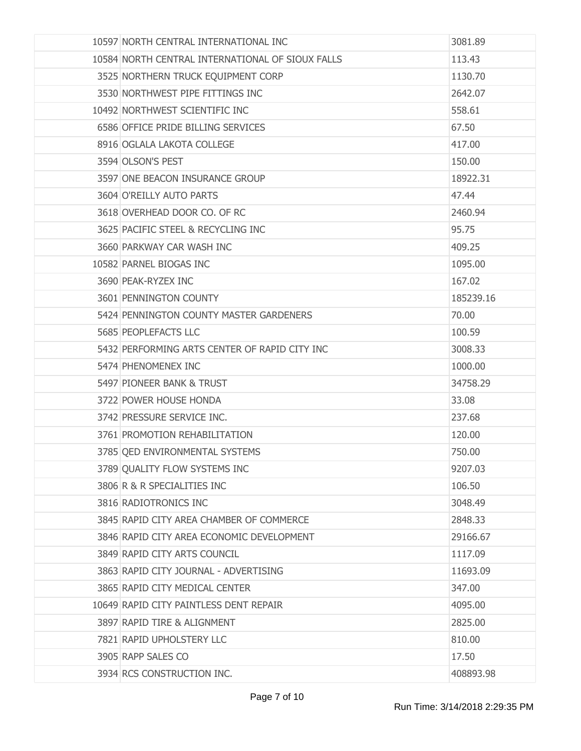| | | |
|---|---|---|
| | 10597 NORTH CENTRAL INTERNATIONAL INC | 3081.89 |
| | 10584 NORTH CENTRAL INTERNATIONAL OF SIOUX FALLS | 113.43 |
| | 3525 NORTHERN TRUCK EQUIPMENT CORP | 1130.70 |
| | 3530 NORTHWEST PIPE FITTINGS INC | 2642.07 |
| | 10492 NORTHWEST SCIENTIFIC INC | 558.61 |
| | 6586 OFFICE PRIDE BILLING SERVICES | 67.50 |
| | 8916 OGLALA LAKOTA COLLEGE | 417.00 |
| | 3594 OLSON'S PEST | 150.00 |
| | 3597 ONE BEACON INSURANCE GROUP | 18922.31 |
| | 3604 O'REILLY AUTO PARTS | 47.44 |
| | 3618 OVERHEAD DOOR CO. OF RC | 2460.94 |
| | 3625 PACIFIC STEEL & RECYCLING INC | 95.75 |
| | 3660 PARKWAY CAR WASH INC | 409.25 |
| | 10582 PARNEL BIOGAS INC | 1095.00 |
| | 3690 PEAK-RYZEX INC | 167.02 |
| | 3601 PENNINGTON COUNTY | 185239.16 |
| | 5424 PENNINGTON COUNTY MASTER GARDENERS | 70.00 |
| | 5685 PEOPLEFACTS LLC | 100.59 |
| | 5432 PERFORMING ARTS CENTER OF RAPID CITY INC | 3008.33 |
| | 5474 PHENOMENEX INC | 1000.00 |
| | 5497 PIONEER BANK & TRUST | 34758.29 |
| | 3722 POWER HOUSE HONDA | 33.08 |
| | 3742 PRESSURE SERVICE INC. | 237.68 |
| | 3761 PROMOTION REHABILITATION | 120.00 |
| | 3785 QED ENVIRONMENTAL SYSTEMS | 750.00 |
| | 3789 QUALITY FLOW SYSTEMS INC | 9207.03 |
| | 3806 R & R SPECIALITIES INC | 106.50 |
| | 3816 RADIOTRONICS INC | 3048.49 |
| | 3845 RAPID CITY AREA CHAMBER OF COMMERCE | 2848.33 |
| | 3846 RAPID CITY AREA ECONOMIC DEVELOPMENT | 29166.67 |
| | 3849 RAPID CITY ARTS COUNCIL | 1117.09 |
| | 3863 RAPID CITY JOURNAL - ADVERTISING | 11693.09 |
| | 3865 RAPID CITY MEDICAL CENTER | 347.00 |
| | 10649 RAPID CITY PAINTLESS DENT REPAIR | 4095.00 |
| | 3897 RAPID TIRE & ALIGNMENT | 2825.00 |
| | 7821 RAPID UPHOLSTERY LLC | 810.00 |
| | 3905 RAPP SALES CO | 17.50 |
| | 3934 RCS CONSTRUCTION INC. | 408893.98 |

Run Time: 3/14/2018 2:29:35 PM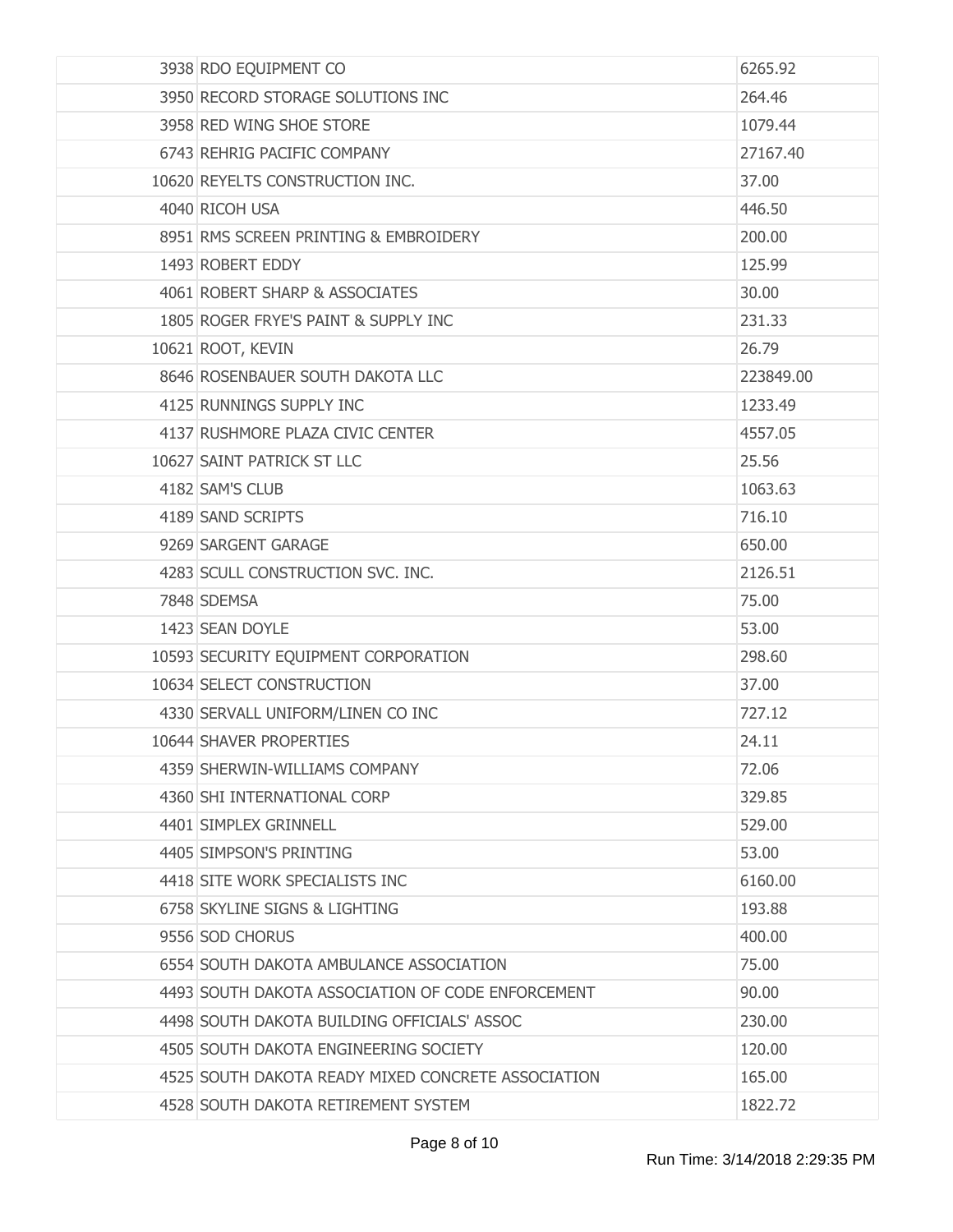| | | |
|---|---|---|
| | 3938 RDO EQUIPMENT CO | 6265.92 |
| | 3950 RECORD STORAGE SOLUTIONS INC | 264.46 |
| | 3958 RED WING SHOE STORE | 1079.44 |
| | 6743 REHRIG PACIFIC COMPANY | 27167.40 |
| | 10620 REYELTS CONSTRUCTION INC. | 37.00 |
| | 4040 RICOH USA | 446.50 |
| | 8951 RMS SCREEN PRINTING & EMBROIDERY | 200.00 |
| | 1493 ROBERT EDDY | 125.99 |
| | 4061 ROBERT SHARP & ASSOCIATES | 30.00 |
| | 1805 ROGER FRYE'S PAINT & SUPPLY INC | 231.33 |
| | 10621 ROOT, KEVIN | 26.79 |
| | 8646 ROSENBAUER SOUTH DAKOTA LLC | 223849.00 |
| | 4125 RUNNINGS SUPPLY INC | 1233.49 |
| | 4137 RUSHMORE PLAZA CIVIC CENTER | 4557.05 |
| | 10627 SAINT PATRICK ST LLC | 25.56 |
| | 4182 SAM'S CLUB | 1063.63 |
| | 4189 SAND SCRIPTS | 716.10 |
| | 9269 SARGENT GARAGE | 650.00 |
| | 4283 SCULL CONSTRUCTION SVC. INC. | 2126.51 |
| | 7848 SDEMSA | 75.00 |
| | 1423 SEAN DOYLE | 53.00 |
| | 10593 SECURITY EQUIPMENT CORPORATION | 298.60 |
| | 10634 SELECT CONSTRUCTION | 37.00 |
| | 4330 SERVALL UNIFORM/LINEN CO INC | 727.12 |
| | 10644 SHAVER PROPERTIES | 24.11 |
| | 4359 SHERWIN-WILLIAMS COMPANY | 72.06 |
| | 4360 SHI INTERNATIONAL CORP | 329.85 |
| | 4401 SIMPLEX GRINNELL | 529.00 |
| | 4405 SIMPSON'S PRINTING | 53.00 |
| | 4418 SITE WORK SPECIALISTS INC | 6160.00 |
| | 6758 SKYLINE SIGNS & LIGHTING | 193.88 |
| | 9556 SOD CHORUS | 400.00 |
| | 6554 SOUTH DAKOTA AMBULANCE ASSOCIATION | 75.00 |
| | 4493 SOUTH DAKOTA ASSOCIATION OF CODE ENFORCEMENT | 90.00 |
| | 4498 SOUTH DAKOTA BUILDING OFFICIALS' ASSOC | 230.00 |
| | 4505 SOUTH DAKOTA ENGINEERING SOCIETY | 120.00 |
| | 4525 SOUTH DAKOTA READY MIXED CONCRETE ASSOCIATION | 165.00 |
| | 4528 SOUTH DAKOTA RETIREMENT SYSTEM | 1822.72 |

Run Time: 3/14/2018 2:29:35 PM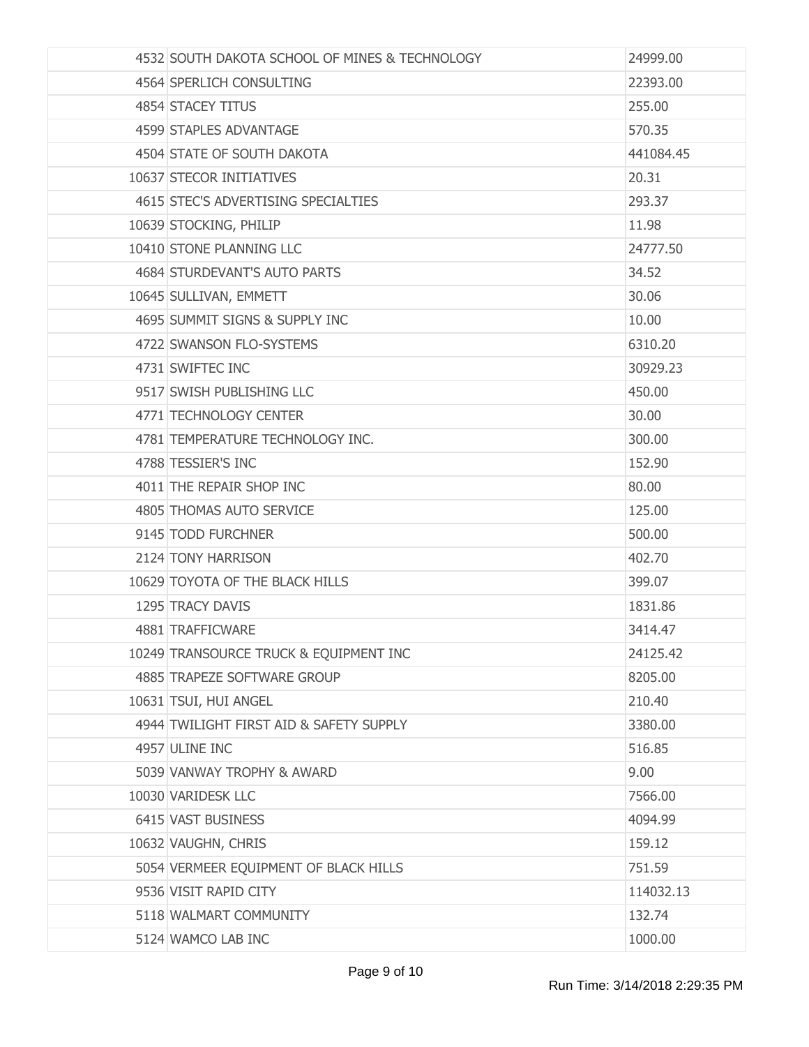| | | |
|---|---|---|
| 4532 | SOUTH DAKOTA SCHOOL OF MINES & TECHNOLOGY | 24999.00 |
| 4564 | SPERLICH CONSULTING | 22393.00 |
| 4854 | STACEY TITUS | 255.00 |
| 4599 | STAPLES ADVANTAGE | 570.35 |
| 4504 | STATE OF SOUTH DAKOTA | 441084.45 |
| 10637 | STECOR INITIATIVES | 20.31 |
| 4615 | STEC'S ADVERTISING SPECIALTIES | 293.37 |
| 10639 | STOCKING, PHILIP | 11.98 |
| 10410 | STONE PLANNING LLC | 24777.50 |
| 4684 | STURDEVANT'S AUTO PARTS | 34.52 |
| 10645 | SULLIVAN, EMMETT | 30.06 |
| 4695 | SUMMIT SIGNS & SUPPLY INC | 10.00 |
| 4722 | SWANSON FLO-SYSTEMS | 6310.20 |
| 4731 | SWIFTEC INC | 30929.23 |
| 9517 | SWISH PUBLISHING LLC | 450.00 |
| 4771 | TECHNOLOGY CENTER | 30.00 |
| 4781 | TEMPERATURE TECHNOLOGY INC. | 300.00 |
| 4788 | TESSIER'S INC | 152.90 |
| 4011 | THE REPAIR SHOP INC | 80.00 |
| 4805 | THOMAS AUTO SERVICE | 125.00 |
| 9145 | TODD FURCHNER | 500.00 |
| 2124 | TONY HARRISON | 402.70 |
| 10629 | TOYOTA OF THE BLACK HILLS | 399.07 |
| 1295 | TRACY DAVIS | 1831.86 |
| 4881 | TRAFFICWARE | 3414.47 |
| 10249 | TRANSOURCE TRUCK & EQUIPMENT INC | 24125.42 |
| 4885 | TRAPEZE SOFTWARE GROUP | 8205.00 |
| 10631 | TSUI, HUI ANGEL | 210.40 |
| 4944 | TWILIGHT FIRST AID & SAFETY SUPPLY | 3380.00 |
| 4957 | ULINE INC | 516.85 |
| 5039 | VANWAY TROPHY & AWARD | 9.00 |
| 10030 | VARIDESK LLC | 7566.00 |
| 6415 | VAST BUSINESS | 4094.99 |
| 10632 | VAUGHN, CHRIS | 159.12 |
| 5054 | VERMEER EQUIPMENT OF BLACK HILLS | 751.59 |
| 9536 | VISIT RAPID CITY | 114032.13 |
| 5118 | WALMART COMMUNITY | 132.74 |
| 5124 | WAMCO LAB INC | 1000.00 |

Run Time: 3/14/2018 2:29:35 PM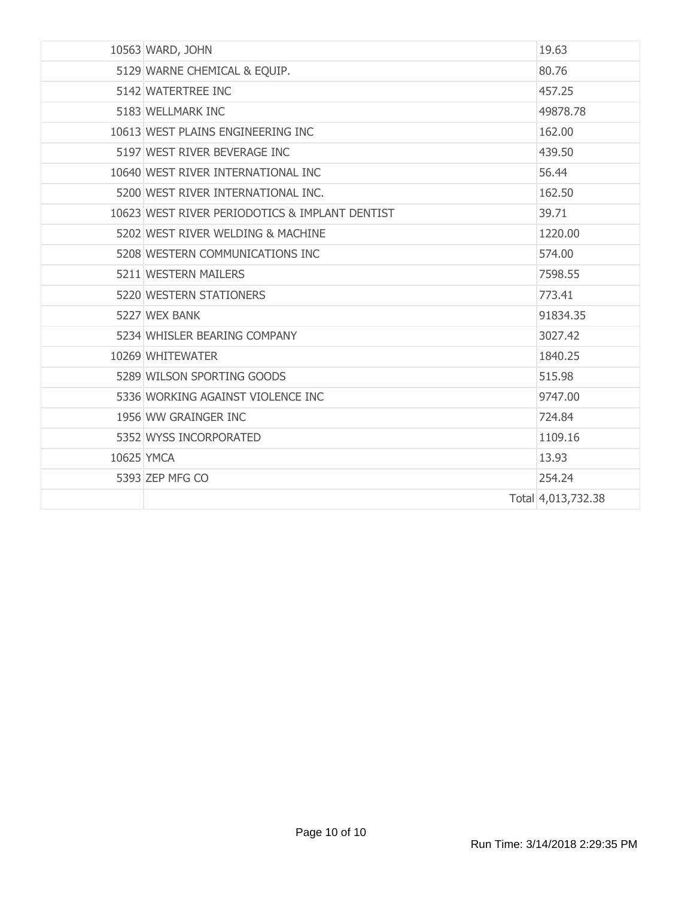| | | |
|---|---|---|
| 10563 | WARD, JOHN | 19.63 |
| 5129 | WARNE CHEMICAL & EQUIP. | 80.76 |
| 5142 | WATERTREE INC | 457.25 |
| 5183 | WELLMARK INC | 49878.78 |
| 10613 | WEST PLAINS ENGINEERING INC | 162.00 |
| 5197 | WEST RIVER BEVERAGE INC | 439.50 |
| 10640 | WEST RIVER INTERNATIONAL INC | 56.44 |
| 5200 | WEST RIVER INTERNATIONAL INC. | 162.50 |
| 10623 | WEST RIVER PERIODOTICS & IMPLANT DENTIST | 39.71 |
| 5202 | WEST RIVER WELDING & MACHINE | 1220.00 |
| 5208 | WESTERN COMMUNICATIONS INC | 574.00 |
| 5211 | WESTERN MAILERS | 7598.55 |
| 5220 | WESTERN STATIONERS | 773.41 |
| 5227 | WEX BANK | 91834.35 |
| 5234 | WHISLER BEARING COMPANY | 3027.42 |
| 10269 | WHITEWATER | 1840.25 |
| 5289 | WILSON SPORTING GOODS | 515.98 |
| 5336 | WORKING AGAINST VIOLENCE INC | 9747.00 |
| 1956 | WW GRAINGER INC | 724.84 |
| 5352 | WYSS INCORPORATED | 1109.16 |
| 10625 | YMCA | 13.93 |
| 5393 | ZEP MFG CO | 254.24 |
| | Total | 4,013,732.38 |

Run Time: 3/14/2018 2:29:35 PM